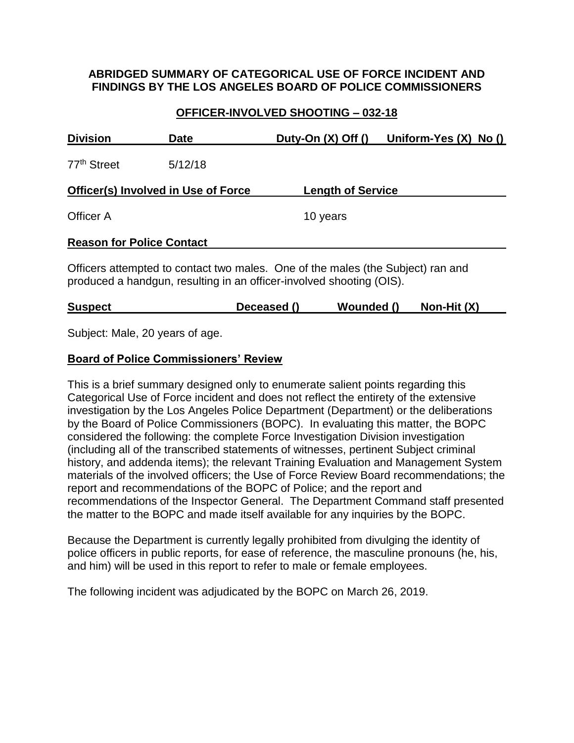**ABRIDGED SUMMARY OF CATEGORICAL USE OF FORCE INCIDENT AND FINDINGS BY THE LOS ANGELES BOARD OF POLICE COMMISSIONERS**

**OFFICER-INVOLVED SHOOTING – 032-18**

| Division | Date | Duty-On (X) Off () | Uniform-Yes (X) No () |
|---|---|---|---|
| 77th Street | 5/12/18 | | |

| Officer(s) Involved in Use of Force | Length of Service |
|---|---|
| Officer A | 10 years |

**Reason for Police Contact**

Officers attempted to contact two males. One of the males (the Subject) ran and produced a handgun, resulting in an officer-involved shooting (OIS).

| Suspect | Deceased () | Wounded () | Non-Hit (X) |
|---|---|---|---|

Subject: Male, 20 years of age.

**Board of Police Commissioners' Review**

This is a brief summary designed only to enumerate salient points regarding this Categorical Use of Force incident and does not reflect the entirety of the extensive investigation by the Los Angeles Police Department (Department) or the deliberations by the Board of Police Commissioners (BOPC). In evaluating this matter, the BOPC considered the following: the complete Force Investigation Division investigation (including all of the transcribed statements of witnesses, pertinent Subject criminal history, and addenda items); the relevant Training Evaluation and Management System materials of the involved officers; the Use of Force Review Board recommendations; the report and recommendations of the BOPC of Police; and the report and recommendations of the Inspector General. The Department Command staff presented the matter to the BOPC and made itself available for any inquiries by the BOPC.

Because the Department is currently legally prohibited from divulging the identity of police officers in public reports, for ease of reference, the masculine pronouns (he, his, and him) will be used in this report to refer to male or female employees.

The following incident was adjudicated by the BOPC on March 26, 2019.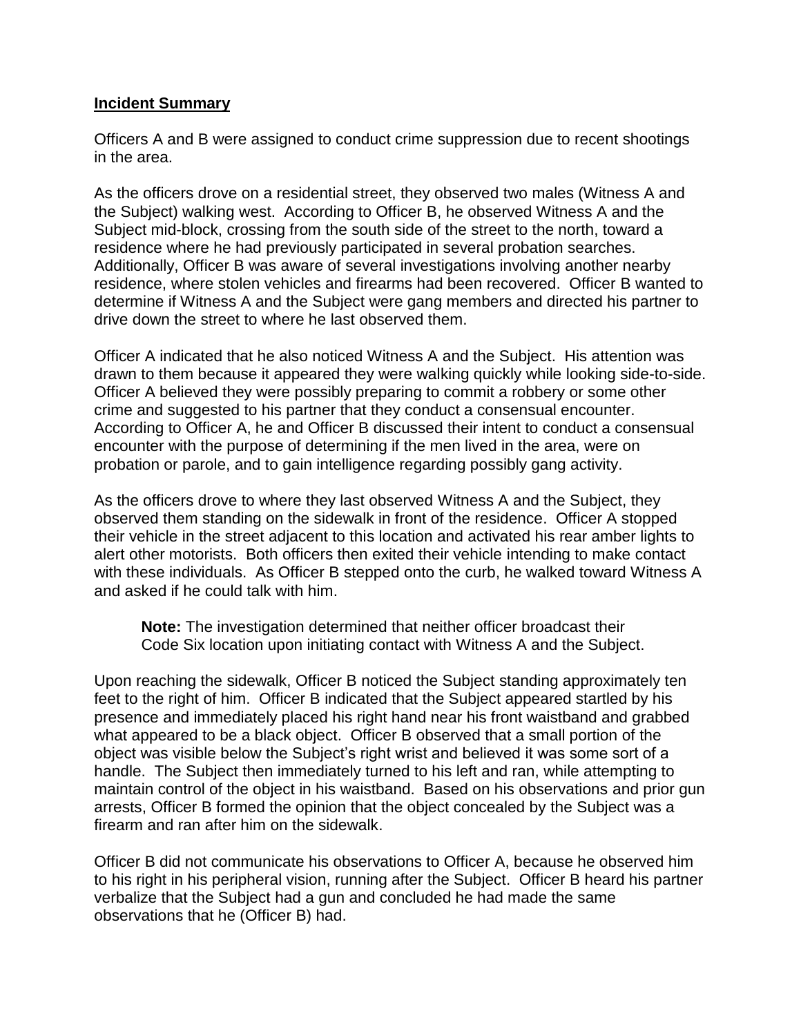## Incident Summary

Officers A and B were assigned to conduct crime suppression due to recent shootings in the area.

As the officers drove on a residential street, they observed two males (Witness A and the Subject) walking west. According to Officer B, he observed Witness A and the Subject mid-block, crossing from the south side of the street to the north, toward a residence where he had previously participated in several probation searches. Additionally, Officer B was aware of several investigations involving another nearby residence, where stolen vehicles and firearms had been recovered. Officer B wanted to determine if Witness A and the Subject were gang members and directed his partner to drive down the street to where he last observed them.

Officer A indicated that he also noticed Witness A and the Subject. His attention was drawn to them because it appeared they were walking quickly while looking side-to-side. Officer A believed they were possibly preparing to commit a robbery or some other crime and suggested to his partner that they conduct a consensual encounter. According to Officer A, he and Officer B discussed their intent to conduct a consensual encounter with the purpose of determining if the men lived in the area, were on probation or parole, and to gain intelligence regarding possibly gang activity.

As the officers drove to where they last observed Witness A and the Subject, they observed them standing on the sidewalk in front of the residence. Officer A stopped their vehicle in the street adjacent to this location and activated his rear amber lights to alert other motorists. Both officers then exited their vehicle intending to make contact with these individuals. As Officer B stepped onto the curb, he walked toward Witness A and asked if he could talk with him.

> **Note:** The investigation determined that neither officer broadcast their Code Six location upon initiating contact with Witness A and the Subject.

Upon reaching the sidewalk, Officer B noticed the Subject standing approximately ten feet to the right of him. Officer B indicated that the Subject appeared startled by his presence and immediately placed his right hand near his front waistband and grabbed what appeared to be a black object. Officer B observed that a small portion of the object was visible below the Subject's right wrist and believed it was some sort of a handle. The Subject then immediately turned to his left and ran, while attempting to maintain control of the object in his waistband. Based on his observations and prior gun arrests, Officer B formed the opinion that the object concealed by the Subject was a firearm and ran after him on the sidewalk.

Officer B did not communicate his observations to Officer A, because he observed him to his right in his peripheral vision, running after the Subject. Officer B heard his partner verbalize that the Subject had a gun and concluded he had made the same observations that he (Officer B) had.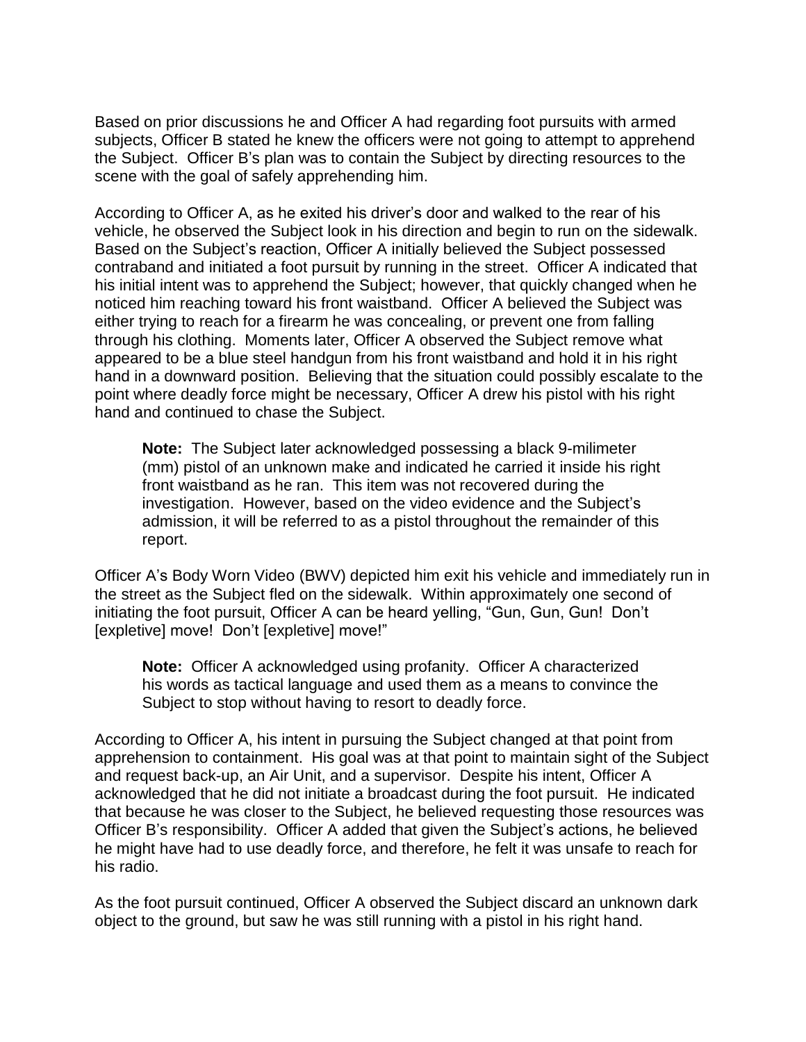Based on prior discussions he and Officer A had regarding foot pursuits with armed subjects, Officer B stated he knew the officers were not going to attempt to apprehend the Subject. Officer B's plan was to contain the Subject by directing resources to the scene with the goal of safely apprehending him.

According to Officer A, as he exited his driver's door and walked to the rear of his vehicle, he observed the Subject look in his direction and begin to run on the sidewalk. Based on the Subject's reaction, Officer A initially believed the Subject possessed contraband and initiated a foot pursuit by running in the street. Officer A indicated that his initial intent was to apprehend the Subject; however, that quickly changed when he noticed him reaching toward his front waistband. Officer A believed the Subject was either trying to reach for a firearm he was concealing, or prevent one from falling through his clothing. Moments later, Officer A observed the Subject remove what appeared to be a blue steel handgun from his front waistband and hold it in his right hand in a downward position. Believing that the situation could possibly escalate to the point where deadly force might be necessary, Officer A drew his pistol with his right hand and continued to chase the Subject.

> **Note:** The Subject later acknowledged possessing a black 9-milimeter (mm) pistol of an unknown make and indicated he carried it inside his right front waistband as he ran. This item was not recovered during the investigation. However, based on the video evidence and the Subject's admission, it will be referred to as a pistol throughout the remainder of this report.

Officer A's Body Worn Video (BWV) depicted him exit his vehicle and immediately run in the street as the Subject fled on the sidewalk. Within approximately one second of initiating the foot pursuit, Officer A can be heard yelling, "Gun, Gun, Gun! Don't [expletive] move! Don't [expletive] move!"

> **Note:** Officer A acknowledged using profanity. Officer A characterized his words as tactical language and used them as a means to convince the Subject to stop without having to resort to deadly force.

According to Officer A, his intent in pursuing the Subject changed at that point from apprehension to containment. His goal was at that point to maintain sight of the Subject and request back-up, an Air Unit, and a supervisor. Despite his intent, Officer A acknowledged that he did not initiate a broadcast during the foot pursuit. He indicated that because he was closer to the Subject, he believed requesting those resources was Officer B's responsibility. Officer A added that given the Subject's actions, he believed he might have had to use deadly force, and therefore, he felt it was unsafe to reach for his radio.

As the foot pursuit continued, Officer A observed the Subject discard an unknown dark object to the ground, but saw he was still running with a pistol in his right hand.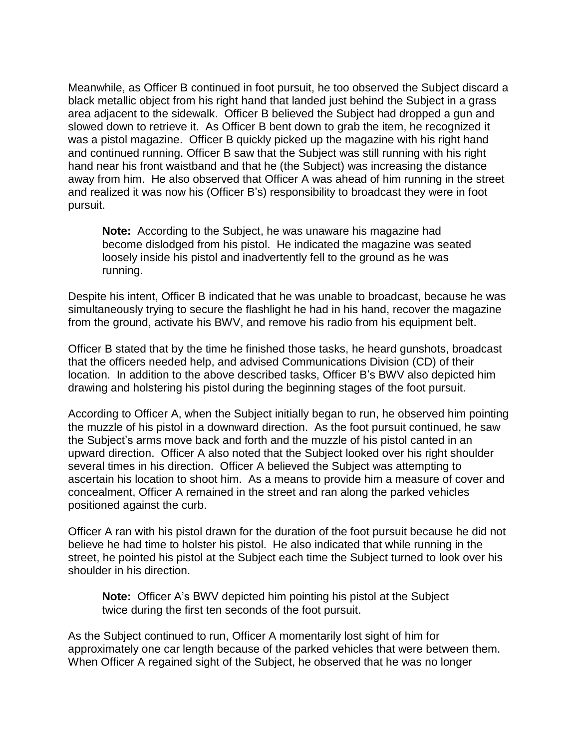Meanwhile, as Officer B continued in foot pursuit, he too observed the Subject discard a black metallic object from his right hand that landed just behind the Subject in a grass area adjacent to the sidewalk. Officer B believed the Subject had dropped a gun and slowed down to retrieve it. As Officer B bent down to grab the item, he recognized it was a pistol magazine. Officer B quickly picked up the magazine with his right hand and continued running. Officer B saw that the Subject was still running with his right hand near his front waistband and that he (the Subject) was increasing the distance away from him. He also observed that Officer A was ahead of him running in the street and realized it was now his (Officer B's) responsibility to broadcast they were in foot pursuit.

> **Note:** According to the Subject, he was unaware his magazine had become dislodged from his pistol. He indicated the magazine was seated loosely inside his pistol and inadvertently fell to the ground as he was running.

Despite his intent, Officer B indicated that he was unable to broadcast, because he was simultaneously trying to secure the flashlight he had in his hand, recover the magazine from the ground, activate his BWV, and remove his radio from his equipment belt.

Officer B stated that by the time he finished those tasks, he heard gunshots, broadcast that the officers needed help, and advised Communications Division (CD) of their location. In addition to the above described tasks, Officer B's BWV also depicted him drawing and holstering his pistol during the beginning stages of the foot pursuit.

According to Officer A, when the Subject initially began to run, he observed him pointing the muzzle of his pistol in a downward direction. As the foot pursuit continued, he saw the Subject's arms move back and forth and the muzzle of his pistol canted in an upward direction. Officer A also noted that the Subject looked over his right shoulder several times in his direction. Officer A believed the Subject was attempting to ascertain his location to shoot him. As a means to provide him a measure of cover and concealment, Officer A remained in the street and ran along the parked vehicles positioned against the curb.

Officer A ran with his pistol drawn for the duration of the foot pursuit because he did not believe he had time to holster his pistol. He also indicated that while running in the street, he pointed his pistol at the Subject each time the Subject turned to look over his shoulder in his direction.

> **Note:** Officer A's BWV depicted him pointing his pistol at the Subject twice during the first ten seconds of the foot pursuit.

As the Subject continued to run, Officer A momentarily lost sight of him for approximately one car length because of the parked vehicles that were between them. When Officer A regained sight of the Subject, he observed that he was no longer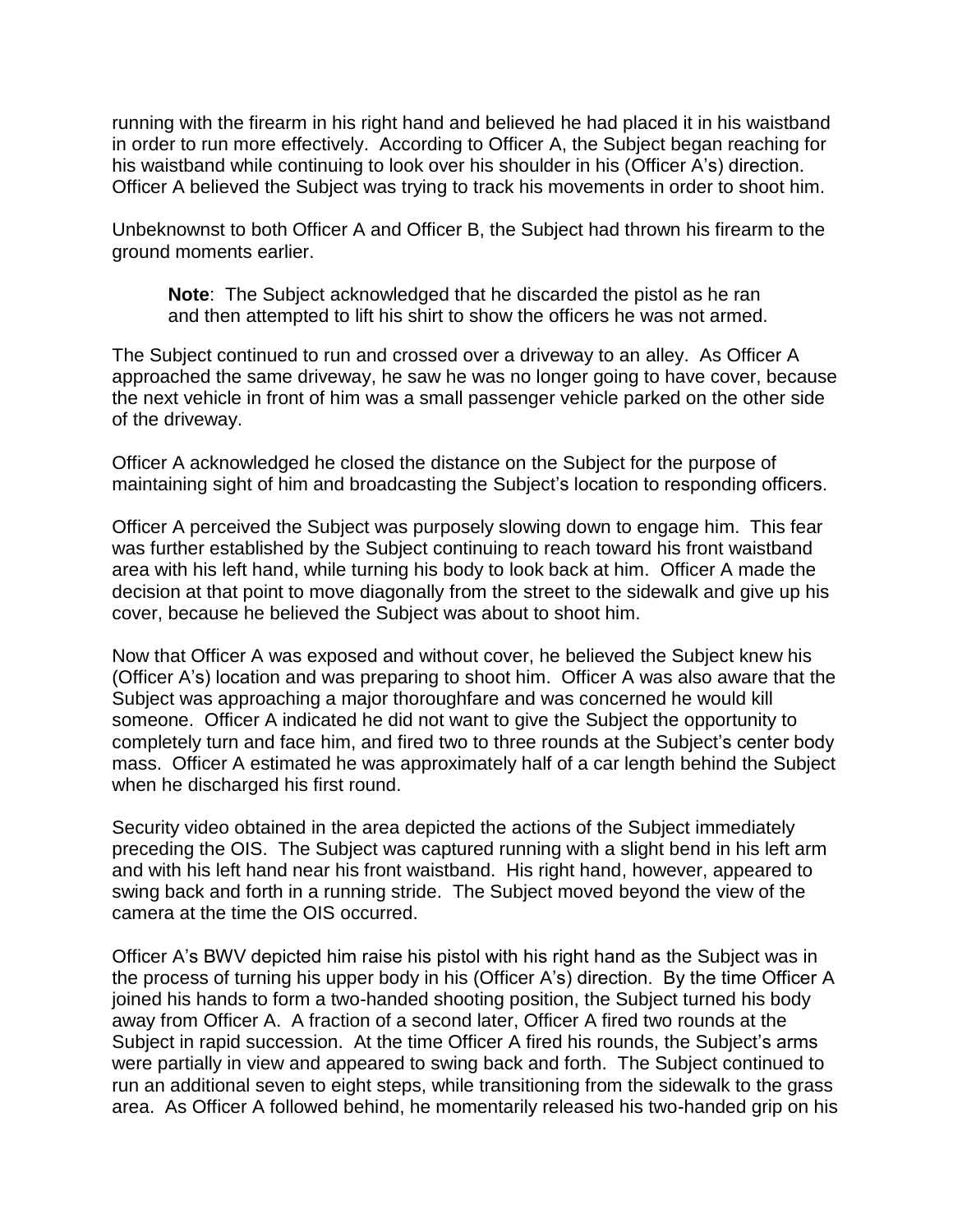running with the firearm in his right hand and believed he had placed it in his waistband in order to run more effectively. According to Officer A, the Subject began reaching for his waistband while continuing to look over his shoulder in his (Officer A's) direction. Officer A believed the Subject was trying to track his movements in order to shoot him.

Unbeknownst to both Officer A and Officer B, the Subject had thrown his firearm to the ground moments earlier.

> **Note**: The Subject acknowledged that he discarded the pistol as he ran and then attempted to lift his shirt to show the officers he was not armed.

The Subject continued to run and crossed over a driveway to an alley. As Officer A approached the same driveway, he saw he was no longer going to have cover, because the next vehicle in front of him was a small passenger vehicle parked on the other side of the driveway.

Officer A acknowledged he closed the distance on the Subject for the purpose of maintaining sight of him and broadcasting the Subject's location to responding officers.

Officer A perceived the Subject was purposely slowing down to engage him. This fear was further established by the Subject continuing to reach toward his front waistband area with his left hand, while turning his body to look back at him. Officer A made the decision at that point to move diagonally from the street to the sidewalk and give up his cover, because he believed the Subject was about to shoot him.

Now that Officer A was exposed and without cover, he believed the Subject knew his (Officer A's) location and was preparing to shoot him. Officer A was also aware that the Subject was approaching a major thoroughfare and was concerned he would kill someone. Officer A indicated he did not want to give the Subject the opportunity to completely turn and face him, and fired two to three rounds at the Subject's center body mass. Officer A estimated he was approximately half of a car length behind the Subject when he discharged his first round.

Security video obtained in the area depicted the actions of the Subject immediately preceding the OIS. The Subject was captured running with a slight bend in his left arm and with his left hand near his front waistband. His right hand, however, appeared to swing back and forth in a running stride. The Subject moved beyond the view of the camera at the time the OIS occurred.

Officer A's BWV depicted him raise his pistol with his right hand as the Subject was in the process of turning his upper body in his (Officer A's) direction. By the time Officer A joined his hands to form a two-handed shooting position, the Subject turned his body away from Officer A. A fraction of a second later, Officer A fired two rounds at the Subject in rapid succession. At the time Officer A fired his rounds, the Subject's arms were partially in view and appeared to swing back and forth. The Subject continued to run an additional seven to eight steps, while transitioning from the sidewalk to the grass area. As Officer A followed behind, he momentarily released his two-handed grip on his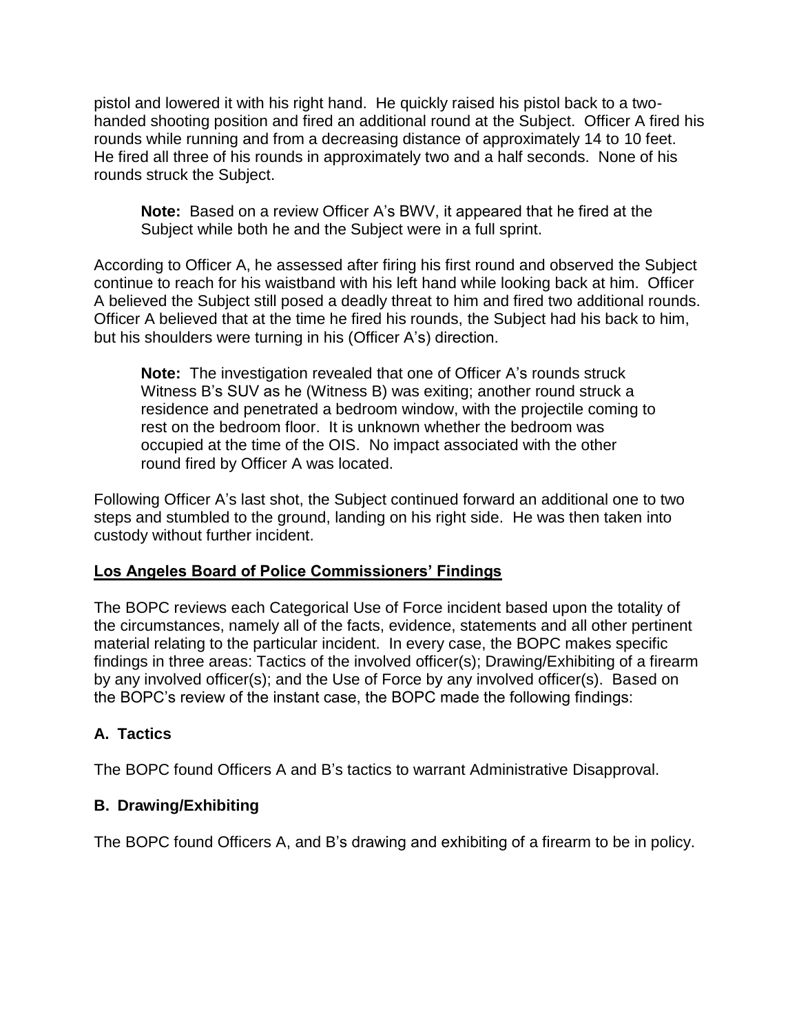pistol and lowered it with his right hand. He quickly raised his pistol back to a two-handed shooting position and fired an additional round at the Subject. Officer A fired his rounds while running and from a decreasing distance of approximately 14 to 10 feet. He fired all three of his rounds in approximately two and a half seconds. None of his rounds struck the Subject.

> **Note:** Based on a review Officer A's BWV, it appeared that he fired at the Subject while both he and the Subject were in a full sprint.

According to Officer A, he assessed after firing his first round and observed the Subject continue to reach for his waistband with his left hand while looking back at him. Officer A believed the Subject still posed a deadly threat to him and fired two additional rounds. Officer A believed that at the time he fired his rounds, the Subject had his back to him, but his shoulders were turning in his (Officer A's) direction.

> **Note:** The investigation revealed that one of Officer A's rounds struck Witness B's SUV as he (Witness B) was exiting; another round struck a residence and penetrated a bedroom window, with the projectile coming to rest on the bedroom floor. It is unknown whether the bedroom was occupied at the time of the OIS. No impact associated with the other round fired by Officer A was located.

Following Officer A's last shot, the Subject continued forward an additional one to two steps and stumbled to the ground, landing on his right side. He was then taken into custody without further incident.

## Los Angeles Board of Police Commissioners' Findings

The BOPC reviews each Categorical Use of Force incident based upon the totality of the circumstances, namely all of the facts, evidence, statements and all other pertinent material relating to the particular incident. In every case, the BOPC makes specific findings in three areas: Tactics of the involved officer(s); Drawing/Exhibiting of a firearm by any involved officer(s); and the Use of Force by any involved officer(s). Based on the BOPC's review of the instant case, the BOPC made the following findings:

### A. Tactics

The BOPC found Officers A and B's tactics to warrant Administrative Disapproval.

### B. Drawing/Exhibiting

The BOPC found Officers A, and B's drawing and exhibiting of a firearm to be in policy.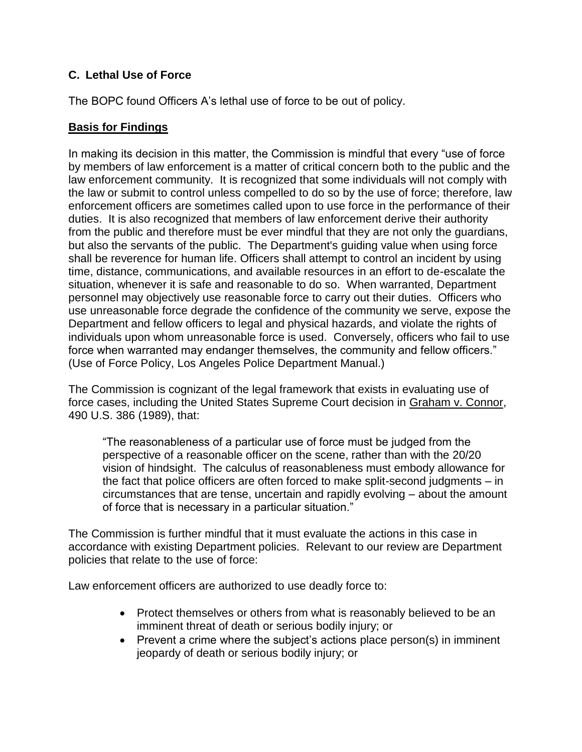### C. Lethal Use of Force

The BOPC found Officers A's lethal use of force to be out of policy.

**Basis for Findings**

In making its decision in this matter, the Commission is mindful that every "use of force by members of law enforcement is a matter of critical concern both to the public and the law enforcement community. It is recognized that some individuals will not comply with the law or submit to control unless compelled to do so by the use of force; therefore, law enforcement officers are sometimes called upon to use force in the performance of their duties. It is also recognized that members of law enforcement derive their authority from the public and therefore must be ever mindful that they are not only the guardians, but also the servants of the public. The Department's guiding value when using force shall be reverence for human life. Officers shall attempt to control an incident by using time, distance, communications, and available resources in an effort to de-escalate the situation, whenever it is safe and reasonable to do so. When warranted, Department personnel may objectively use reasonable force to carry out their duties. Officers who use unreasonable force degrade the confidence of the community we serve, expose the Department and fellow officers to legal and physical hazards, and violate the rights of individuals upon whom unreasonable force is used. Conversely, officers who fail to use force when warranted may endanger themselves, the community and fellow officers." (Use of Force Policy, Los Angeles Police Department Manual.)

The Commission is cognizant of the legal framework that exists in evaluating use of force cases, including the United States Supreme Court decision in Graham v. Connor, 490 U.S. 386 (1989), that:

> "The reasonableness of a particular use of force must be judged from the perspective of a reasonable officer on the scene, rather than with the 20/20 vision of hindsight. The calculus of reasonableness must embody allowance for the fact that police officers are often forced to make split-second judgments – in circumstances that are tense, uncertain and rapidly evolving – about the amount of force that is necessary in a particular situation."

The Commission is further mindful that it must evaluate the actions in this case in accordance with existing Department policies. Relevant to our review are Department policies that relate to the use of force:

Law enforcement officers are authorized to use deadly force to:

- Protect themselves or others from what is reasonably believed to be an imminent threat of death or serious bodily injury; or
- Prevent a crime where the subject's actions place person(s) in imminent jeopardy of death or serious bodily injury; or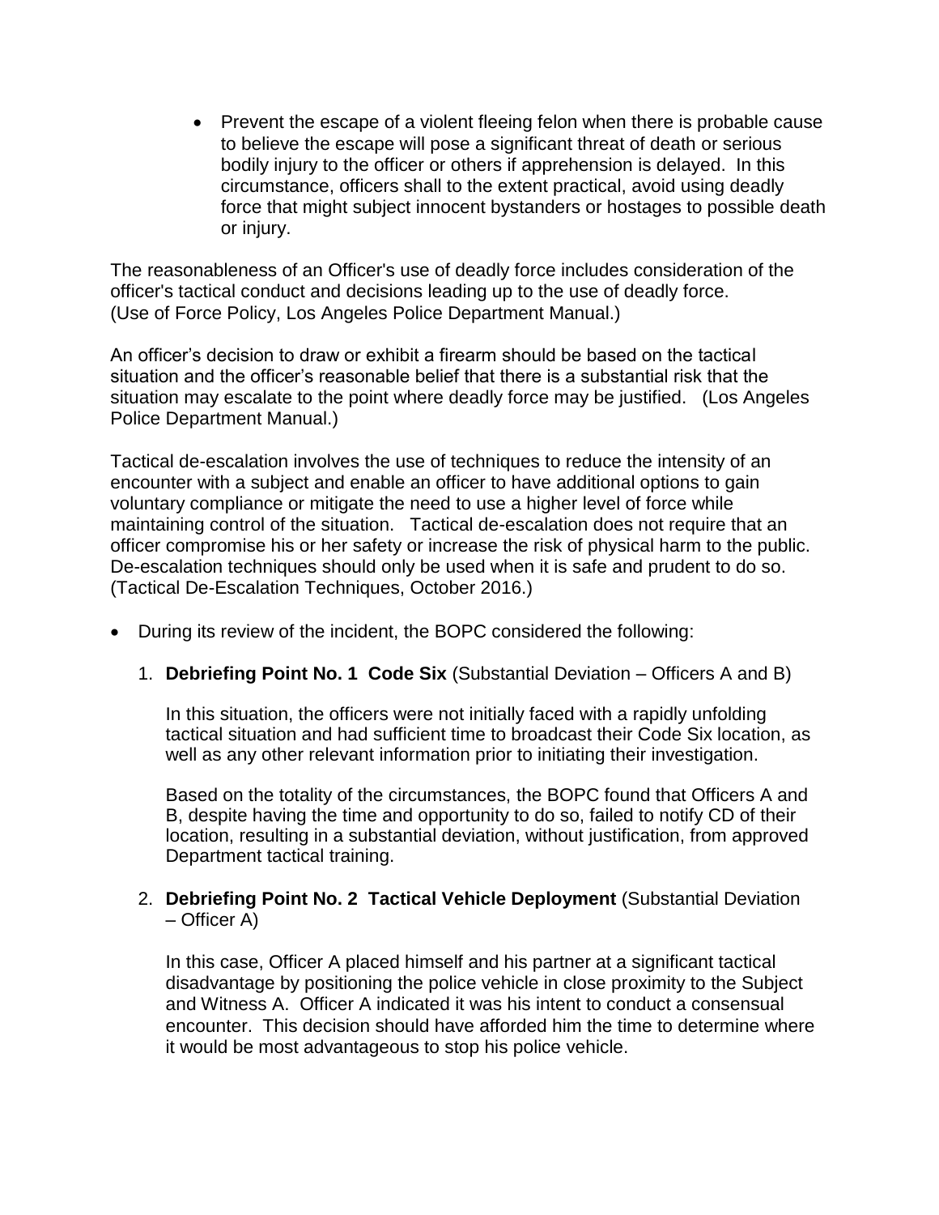- Prevent the escape of a violent fleeing felon when there is probable cause to believe the escape will pose a significant threat of death or serious bodily injury to the officer or others if apprehension is delayed. In this circumstance, officers shall to the extent practical, avoid using deadly force that might subject innocent bystanders or hostages to possible death or injury.

The reasonableness of an Officer's use of deadly force includes consideration of the officer's tactical conduct and decisions leading up to the use of deadly force. (Use of Force Policy, Los Angeles Police Department Manual.)

An officer's decision to draw or exhibit a firearm should be based on the tactical situation and the officer's reasonable belief that there is a substantial risk that the situation may escalate to the point where deadly force may be justified. (Los Angeles Police Department Manual.)

Tactical de-escalation involves the use of techniques to reduce the intensity of an encounter with a subject and enable an officer to have additional options to gain voluntary compliance or mitigate the need to use a higher level of force while maintaining control of the situation. Tactical de-escalation does not require that an officer compromise his or her safety or increase the risk of physical harm to the public. De-escalation techniques should only be used when it is safe and prudent to do so. (Tactical De-Escalation Techniques, October 2016.)

- During its review of the incident, the BOPC considered the following:

  1. **Debriefing Point No. 1 Code Six** (Substantial Deviation – Officers A and B)

     In this situation, the officers were not initially faced with a rapidly unfolding tactical situation and had sufficient time to broadcast their Code Six location, as well as any other relevant information prior to initiating their investigation.

     Based on the totality of the circumstances, the BOPC found that Officers A and B, despite having the time and opportunity to do so, failed to notify CD of their location, resulting in a substantial deviation, without justification, from approved Department tactical training.

  2. **Debriefing Point No. 2 Tactical Vehicle Deployment** (Substantial Deviation – Officer A)

     In this case, Officer A placed himself and his partner at a significant tactical disadvantage by positioning the police vehicle in close proximity to the Subject and Witness A. Officer A indicated it was his intent to conduct a consensual encounter. This decision should have afforded him the time to determine where it would be most advantageous to stop his police vehicle.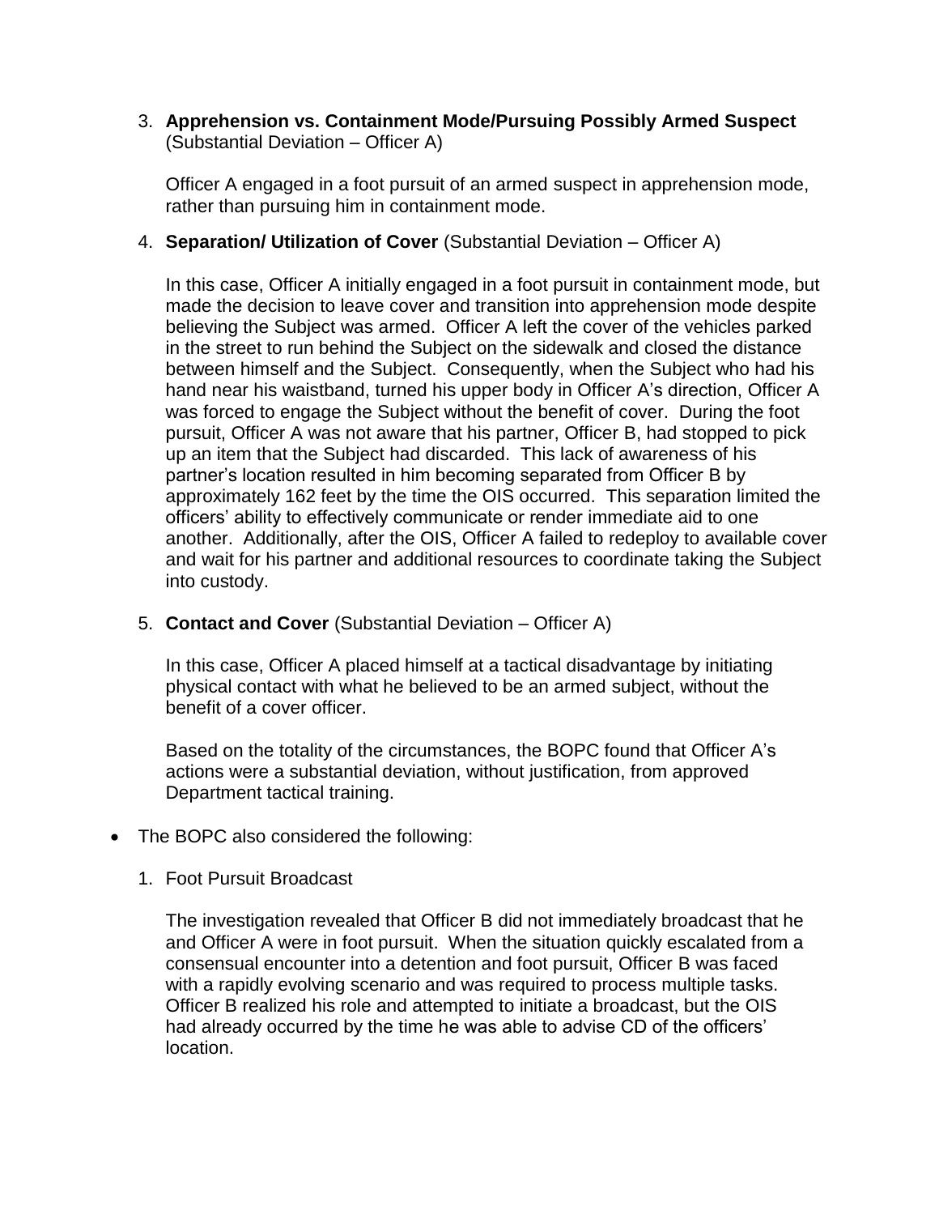3. **Apprehension vs. Containment Mode/Pursuing Possibly Armed Suspect** (Substantial Deviation – Officer A)

   Officer A engaged in a foot pursuit of an armed suspect in apprehension mode, rather than pursuing him in containment mode.

4. **Separation/ Utilization of Cover** (Substantial Deviation – Officer A)

   In this case, Officer A initially engaged in a foot pursuit in containment mode, but made the decision to leave cover and transition into apprehension mode despite believing the Subject was armed. Officer A left the cover of the vehicles parked in the street to run behind the Subject on the sidewalk and closed the distance between himself and the Subject. Consequently, when the Subject who had his hand near his waistband, turned his upper body in Officer A's direction, Officer A was forced to engage the Subject without the benefit of cover. During the foot pursuit, Officer A was not aware that his partner, Officer B, had stopped to pick up an item that the Subject had discarded. This lack of awareness of his partner's location resulted in him becoming separated from Officer B by approximately 162 feet by the time the OIS occurred. This separation limited the officers' ability to effectively communicate or render immediate aid to one another. Additionally, after the OIS, Officer A failed to redeploy to available cover and wait for his partner and additional resources to coordinate taking the Subject into custody.

5. **Contact and Cover** (Substantial Deviation – Officer A)

   In this case, Officer A placed himself at a tactical disadvantage by initiating physical contact with what he believed to be an armed subject, without the benefit of a cover officer.

   Based on the totality of the circumstances, the BOPC found that Officer A's actions were a substantial deviation, without justification, from approved Department tactical training.

- The BOPC also considered the following:

  1. Foot Pursuit Broadcast

     The investigation revealed that Officer B did not immediately broadcast that he and Officer A were in foot pursuit. When the situation quickly escalated from a consensual encounter into a detention and foot pursuit, Officer B was faced with a rapidly evolving scenario and was required to process multiple tasks. Officer B realized his role and attempted to initiate a broadcast, but the OIS had already occurred by the time he was able to advise CD of the officers' location.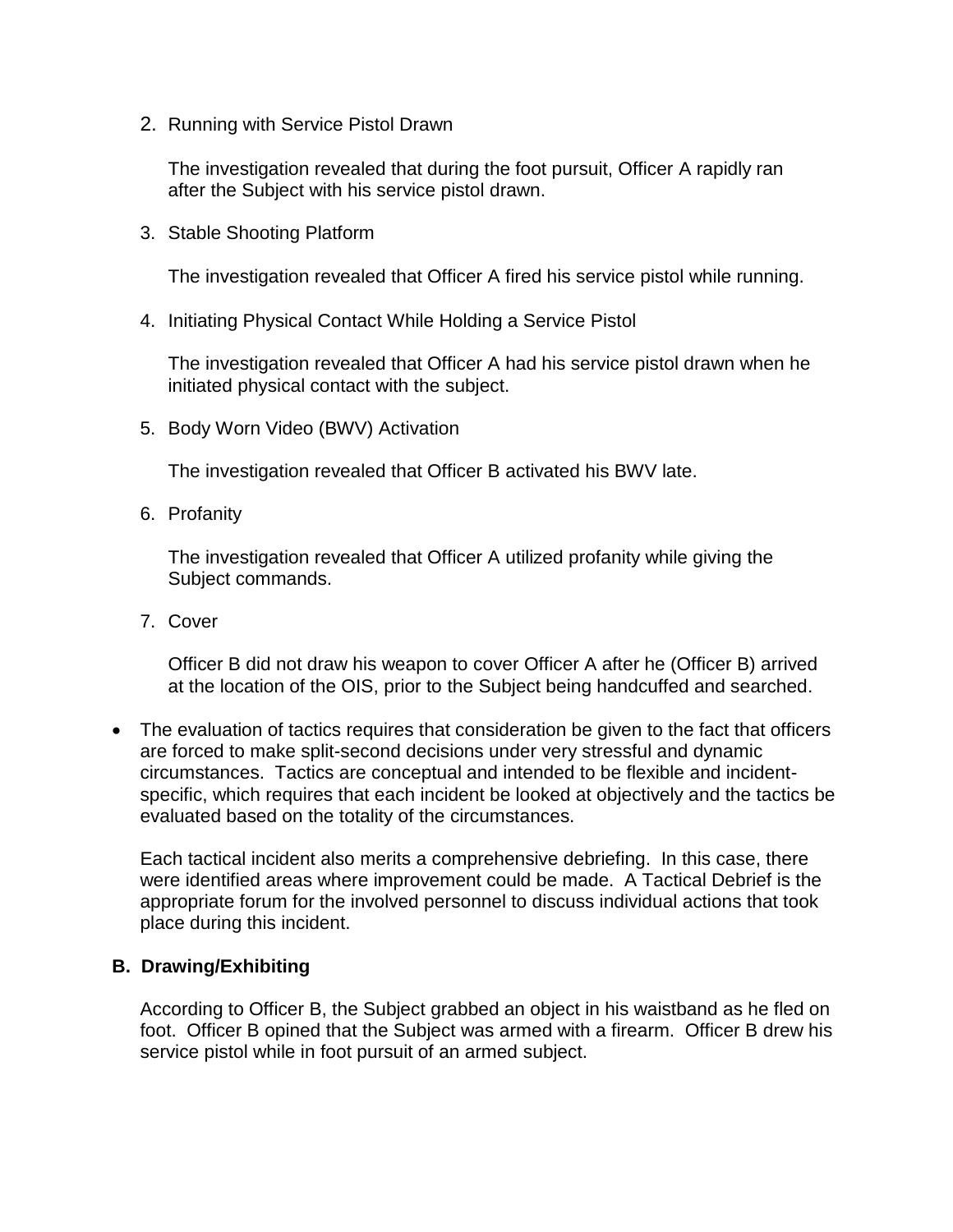2. Running with Service Pistol Drawn

   The investigation revealed that during the foot pursuit, Officer A rapidly ran after the Subject with his service pistol drawn.

3. Stable Shooting Platform

   The investigation revealed that Officer A fired his service pistol while running.

4. Initiating Physical Contact While Holding a Service Pistol

   The investigation revealed that Officer A had his service pistol drawn when he initiated physical contact with the subject.

5. Body Worn Video (BWV) Activation

   The investigation revealed that Officer B activated his BWV late.

6. Profanity

   The investigation revealed that Officer A utilized profanity while giving the Subject commands.

7. Cover

   Officer B did not draw his weapon to cover Officer A after he (Officer B) arrived at the location of the OIS, prior to the Subject being handcuffed and searched.

- The evaluation of tactics requires that consideration be given to the fact that officers are forced to make split-second decisions under very stressful and dynamic circumstances. Tactics are conceptual and intended to be flexible and incident-specific, which requires that each incident be looked at objectively and the tactics be evaluated based on the totality of the circumstances.

  Each tactical incident also merits a comprehensive debriefing. In this case, there were identified areas where improvement could be made. A Tactical Debrief is the appropriate forum for the involved personnel to discuss individual actions that took place during this incident.

**B. Drawing/Exhibiting**

According to Officer B, the Subject grabbed an object in his waistband as he fled on foot. Officer B opined that the Subject was armed with a firearm. Officer B drew his service pistol while in foot pursuit of an armed subject.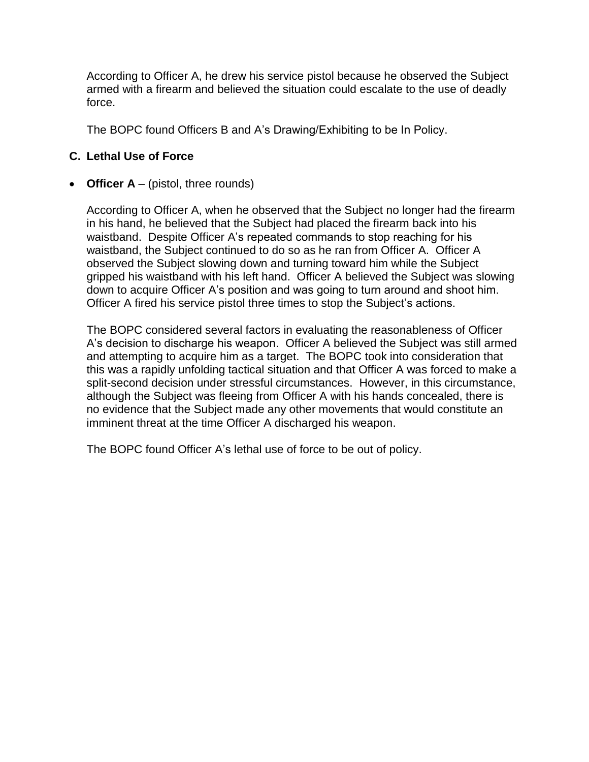According to Officer A, he drew his service pistol because he observed the Subject armed with a firearm and believed the situation could escalate to the use of deadly force.

The BOPC found Officers B and A's Drawing/Exhibiting to be In Policy.

### C. Lethal Use of Force

- **Officer A** – (pistol, three rounds)

According to Officer A, when he observed that the Subject no longer had the firearm in his hand, he believed that the Subject had placed the firearm back into his waistband. Despite Officer A's repeated commands to stop reaching for his waistband, the Subject continued to do so as he ran from Officer A. Officer A observed the Subject slowing down and turning toward him while the Subject gripped his waistband with his left hand. Officer A believed the Subject was slowing down to acquire Officer A's position and was going to turn around and shoot him. Officer A fired his service pistol three times to stop the Subject's actions.

The BOPC considered several factors in evaluating the reasonableness of Officer A's decision to discharge his weapon. Officer A believed the Subject was still armed and attempting to acquire him as a target. The BOPC took into consideration that this was a rapidly unfolding tactical situation and that Officer A was forced to make a split-second decision under stressful circumstances. However, in this circumstance, although the Subject was fleeing from Officer A with his hands concealed, there is no evidence that the Subject made any other movements that would constitute an imminent threat at the time Officer A discharged his weapon.

The BOPC found Officer A's lethal use of force to be out of policy.